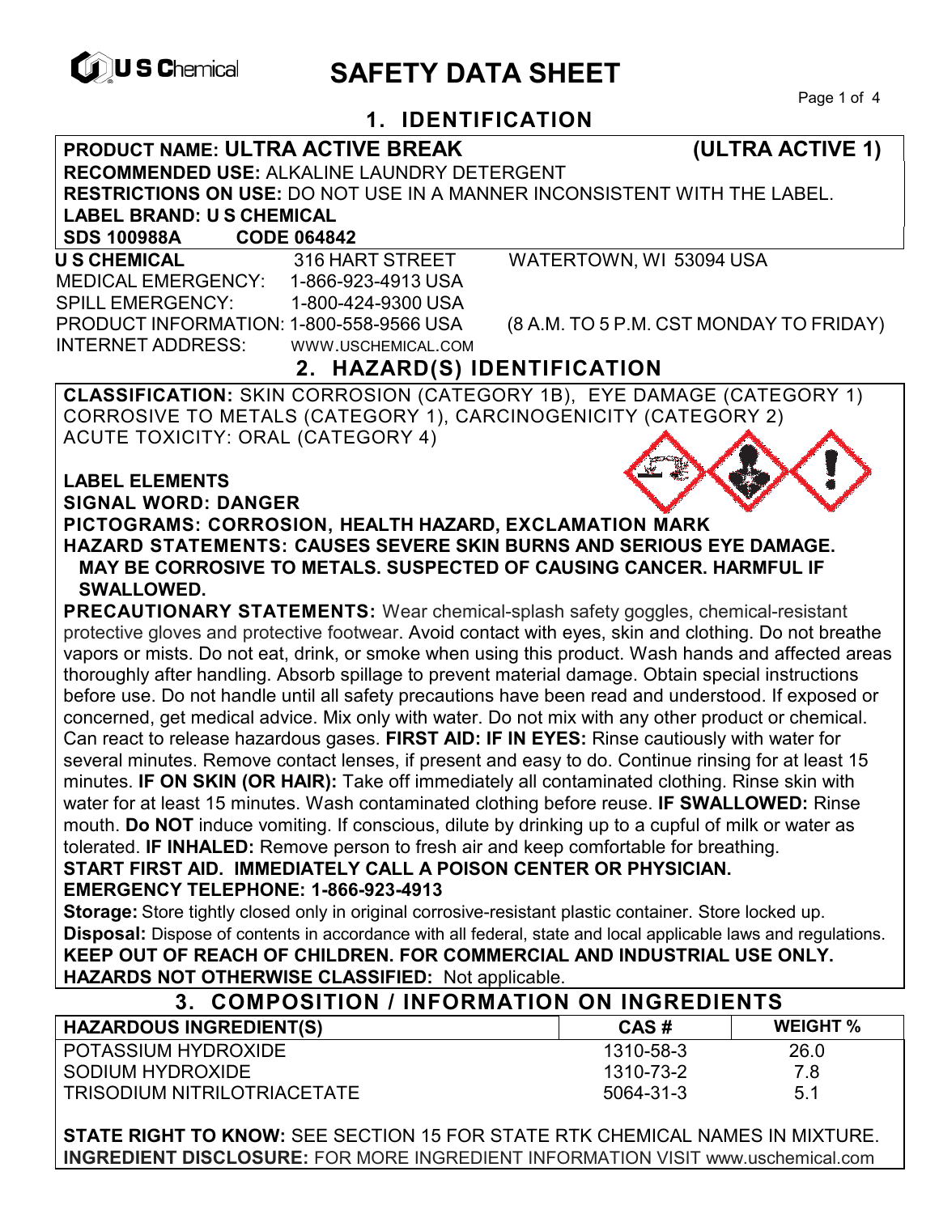U S Chemical

# SAFETY DATA SHEET

## 1. IDENTIFICATION

**PRODUCT NAME: ULTRA ACTIVE BREAK (ULTRA ACTIVE 1)**
**RECOMMENDED USE:** ALKALINE LAUNDRY DETERGENT
**RESTRICTIONS ON USE:** DO NOT USE IN A MANNER INCONSISTENT WITH THE LABEL.
**LABEL BRAND: U S CHEMICAL**
**SDS 100988A CODE 064842**

**U S CHEMICAL** 316 HART STREET WATERTOWN, WI 53094 USA
MEDICAL EMERGENCY: 1-866-923-4913 USA
SPILL EMERGENCY: 1-800-424-9300 USA
PRODUCT INFORMATION: 1-800-558-9566 USA (8 A.M. TO 5 P.M. CST MONDAY TO FRIDAY)
INTERNET ADDRESS: WWW.USCHEMICAL.COM

## 2. HAZARD(S) IDENTIFICATION

**CLASSIFICATION:** SKIN CORROSION (CATEGORY 1B), EYE DAMAGE (CATEGORY 1) CORROSIVE TO METALS (CATEGORY 1), CARCINOGENICITY (CATEGORY 2) ACUTE TOXICITY: ORAL (CATEGORY 4)

**LABEL ELEMENTS**
**SIGNAL WORD: DANGER**
**PICTOGRAMS: CORROSION, HEALTH HAZARD, EXCLAMATION MARK**
**HAZARD STATEMENTS: CAUSES SEVERE SKIN BURNS AND SERIOUS EYE DAMAGE. MAY BE CORROSIVE TO METALS. SUSPECTED OF CAUSING CANCER. HARMFUL IF SWALLOWED.**

**PRECAUTIONARY STATEMENTS:** Wear chemical-splash safety goggles, chemical-resistant protective gloves and protective footwear. Avoid contact with eyes, skin and clothing. Do not breathe vapors or mists. Do not eat, drink, or smoke when using this product. Wash hands and affected areas thoroughly after handling. Absorb spillage to prevent material damage. Obtain special instructions before use. Do not handle until all safety precautions have been read and understood. If exposed or concerned, get medical advice. Mix only with water. Do not mix with any other product or chemical. Can react to release hazardous gases. **FIRST AID: IF IN EYES:** Rinse cautiously with water for several minutes. Remove contact lenses, if present and easy to do. Continue rinsing for at least 15 minutes. **IF ON SKIN (OR HAIR):** Take off immediately all contaminated clothing. Rinse skin with water for at least 15 minutes. Wash contaminated clothing before reuse. **IF SWALLOWED:** Rinse mouth. **Do NOT** induce vomiting. If conscious, dilute by drinking up to a cupful of milk or water as tolerated. **IF INHALED:** Remove person to fresh air and keep comfortable for breathing.
**START FIRST AID. IMMEDIATELY CALL A POISON CENTER OR PHYSICIAN.**
**EMERGENCY TELEPHONE: 1-866-923-4913**

**Storage:** Store tightly closed only in original corrosive-resistant plastic container. Store locked up.
**Disposal:** Dispose of contents in accordance with all federal, state and local applicable laws and regulations.
**KEEP OUT OF REACH OF CHILDREN. FOR COMMERCIAL AND INDUSTRIAL USE ONLY.**
**HAZARDS NOT OTHERWISE CLASSIFIED:** Not applicable.

## 3. COMPOSITION / INFORMATION ON INGREDIENTS

| HAZARDOUS INGREDIENT(S) | CAS # | WEIGHT % |
|---|---|---|
| POTASSIUM HYDROXIDE | 1310-58-3 | 26.0 |
| SODIUM HYDROXIDE | 1310-73-2 | 7.8 |
| TRISODIUM NITRILOTRIACETATE | 5064-31-3 | 5.1 |

**STATE RIGHT TO KNOW:** SEE SECTION 15 FOR STATE RTK CHEMICAL NAMES IN MIXTURE.
**INGREDIENT DISCLOSURE:** FOR MORE INGREDIENT INFORMATION VISIT www.uschemical.com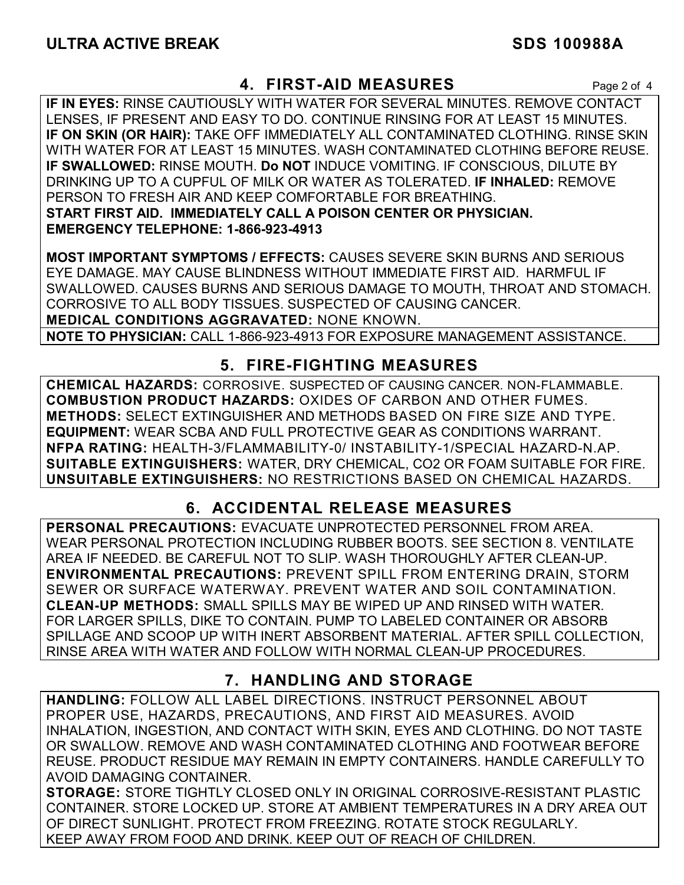## 4. FIRST-AID MEASURES

**IF IN EYES:** RINSE CAUTIOUSLY WITH WATER FOR SEVERAL MINUTES. REMOVE CONTACT LENSES, IF PRESENT AND EASY TO DO. CONTINUE RINSING FOR AT LEAST 15 MINUTES. **IF ON SKIN (OR HAIR):** TAKE OFF IMMEDIATELY ALL CONTAMINATED CLOTHING. RINSE SKIN WITH WATER FOR AT LEAST 15 MINUTES. WASH CONTAMINATED CLOTHING BEFORE REUSE. **IF SWALLOWED:** RINSE MOUTH. **Do NOT** INDUCE VOMITING. IF CONSCIOUS, DILUTE BY DRINKING UP TO A CUPFUL OF MILK OR WATER AS TOLERATED. **IF INHALED:** REMOVE PERSON TO FRESH AIR AND KEEP COMFORTABLE FOR BREATHING.
**START FIRST AID. IMMEDIATELY CALL A POISON CENTER OR PHYSICIAN.**
**EMERGENCY TELEPHONE: 1-866-923-4913**

**MOST IMPORTANT SYMPTOMS / EFFECTS:** CAUSES SEVERE SKIN BURNS AND SERIOUS EYE DAMAGE. MAY CAUSE BLINDNESS WITHOUT IMMEDIATE FIRST AID. HARMFUL IF SWALLOWED. CAUSES BURNS AND SERIOUS DAMAGE TO MOUTH, THROAT AND STOMACH. CORROSIVE TO ALL BODY TISSUES. SUSPECTED OF CAUSING CANCER.
**MEDICAL CONDITIONS AGGRAVATED:** NONE KNOWN.
**NOTE TO PHYSICIAN:** CALL 1-866-923-4913 FOR EXPOSURE MANAGEMENT ASSISTANCE.

## 5. FIRE-FIGHTING MEASURES

**CHEMICAL HAZARDS:** CORROSIVE. SUSPECTED OF CAUSING CANCER. NON-FLAMMABLE.
**COMBUSTION PRODUCT HAZARDS:** OXIDES OF CARBON AND OTHER FUMES.
**METHODS:** SELECT EXTINGUISHER AND METHODS BASED ON FIRE SIZE AND TYPE.
**EQUIPMENT:** WEAR SCBA AND FULL PROTECTIVE GEAR AS CONDITIONS WARRANT.
**NFPA RATING:** HEALTH-3/FLAMMABILITY-0/ INSTABILITY-1/SPECIAL HAZARD-N.AP.
**SUITABLE EXTINGUISHERS:** WATER, DRY CHEMICAL, CO2 OR FOAM SUITABLE FOR FIRE.
**UNSUITABLE EXTINGUISHERS:** NO RESTRICTIONS BASED ON CHEMICAL HAZARDS.

## 6. ACCIDENTAL RELEASE MEASURES

**PERSONAL PRECAUTIONS:** EVACUATE UNPROTECTED PERSONNEL FROM AREA. WEAR PERSONAL PROTECTION INCLUDING RUBBER BOOTS. SEE SECTION 8. VENTILATE AREA IF NEEDED. BE CAREFUL NOT TO SLIP. WASH THOROUGHLY AFTER CLEAN-UP.
**ENVIRONMENTAL PRECAUTIONS:** PREVENT SPILL FROM ENTERING DRAIN, STORM SEWER OR SURFACE WATERWAY. PREVENT WATER AND SOIL CONTAMINATION.
**CLEAN-UP METHODS:** SMALL SPILLS MAY BE WIPED UP AND RINSED WITH WATER. FOR LARGER SPILLS, DIKE TO CONTAIN. PUMP TO LABELED CONTAINER OR ABSORB SPILLAGE AND SCOOP UP WITH INERT ABSORBENT MATERIAL. AFTER SPILL COLLECTION, RINSE AREA WITH WATER AND FOLLOW WITH NORMAL CLEAN-UP PROCEDURES.

## 7. HANDLING AND STORAGE

**HANDLING:** FOLLOW ALL LABEL DIRECTIONS. INSTRUCT PERSONNEL ABOUT PROPER USE, HAZARDS, PRECAUTIONS, AND FIRST AID MEASURES. AVOID INHALATION, INGESTION, AND CONTACT WITH SKIN, EYES AND CLOTHING. DO NOT TASTE OR SWALLOW. REMOVE AND WASH CONTAMINATED CLOTHING AND FOOTWEAR BEFORE REUSE. PRODUCT RESIDUE MAY REMAIN IN EMPTY CONTAINERS. HANDLE CAREFULLY TO AVOID DAMAGING CONTAINER.
**STORAGE:** STORE TIGHTLY CLOSED ONLY IN ORIGINAL CORROSIVE-RESISTANT PLASTIC CONTAINER. STORE LOCKED UP. STORE AT AMBIENT TEMPERATURES IN A DRY AREA OUT OF DIRECT SUNLIGHT. PROTECT FROM FREEZING. ROTATE STOCK REGULARLY. KEEP AWAY FROM FOOD AND DRINK. KEEP OUT OF REACH OF CHILDREN.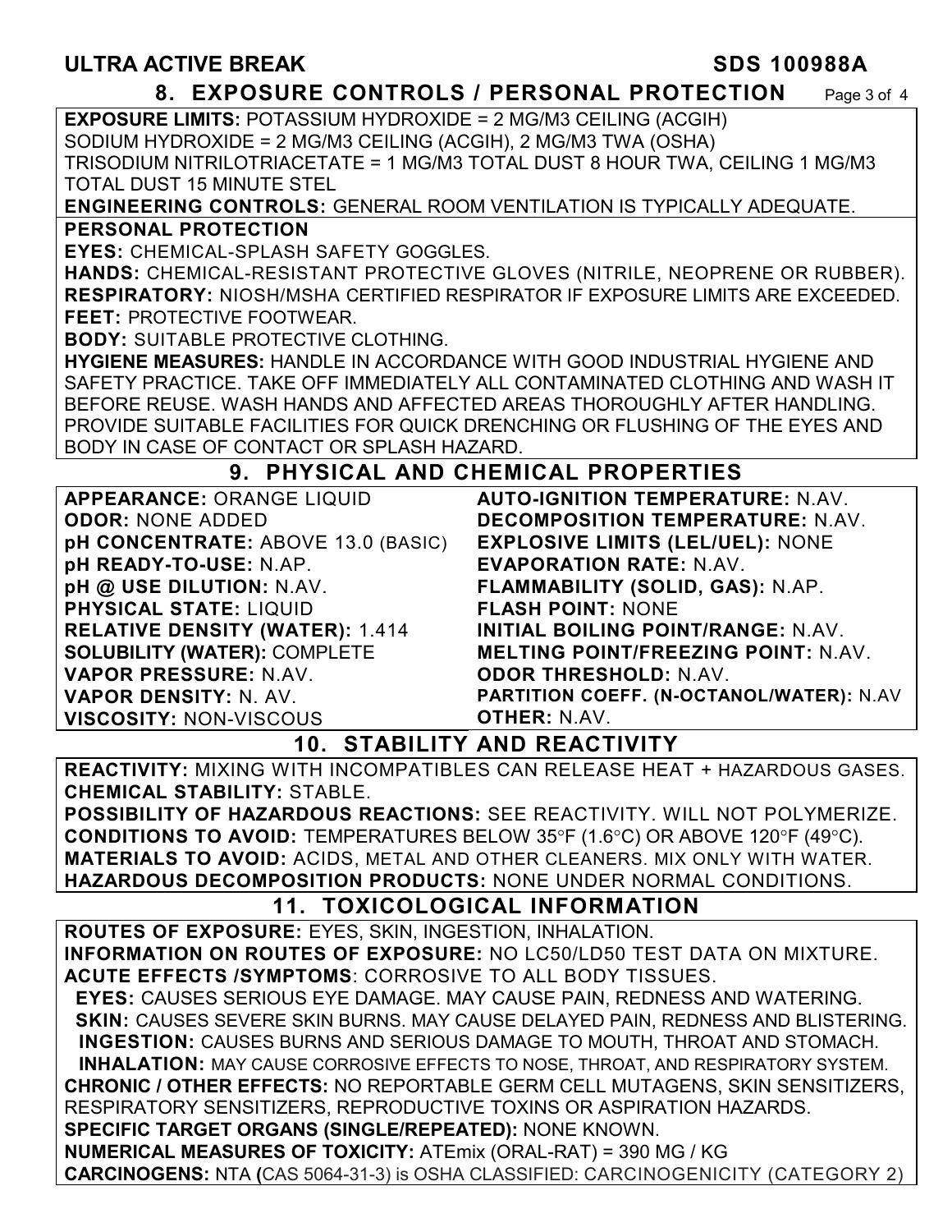## 8. EXPOSURE CONTROLS / PERSONAL PROTECTION

**EXPOSURE LIMITS:** POTASSIUM HYDROXIDE = 2 MG/M3 CEILING (ACGIH)
SODIUM HYDROXIDE = 2 MG/M3 CEILING (ACGIH), 2 MG/M3 TWA (OSHA)
TRISODIUM NITRILOTRIACETATE = 1 MG/M3 TOTAL DUST 8 HOUR TWA, CEILING 1 MG/M3 TOTAL DUST 15 MINUTE STEL

**ENGINEERING CONTROLS:** GENERAL ROOM VENTILATION IS TYPICALLY ADEQUATE.

**PERSONAL PROTECTION**

**EYES:** CHEMICAL-SPLASH SAFETY GOGGLES.

**HANDS:** CHEMICAL-RESISTANT PROTECTIVE GLOVES (NITRILE, NEOPRENE OR RUBBER).

**RESPIRATORY:** NIOSH/MSHA CERTIFIED RESPIRATOR IF EXPOSURE LIMITS ARE EXCEEDED.

**FEET:** PROTECTIVE FOOTWEAR.

**BODY:** SUITABLE PROTECTIVE CLOTHING.

**HYGIENE MEASURES:** HANDLE IN ACCORDANCE WITH GOOD INDUSTRIAL HYGIENE AND SAFETY PRACTICE. TAKE OFF IMMEDIATELY ALL CONTAMINATED CLOTHING AND WASH IT BEFORE REUSE. WASH HANDS AND AFFECTED AREAS THOROUGHLY AFTER HANDLING. PROVIDE SUITABLE FACILITIES FOR QUICK DRENCHING OR FLUSHING OF THE EYES AND BODY IN CASE OF CONTACT OR SPLASH HAZARD.

## 9. PHYSICAL AND CHEMICAL PROPERTIES

| | |
|---|---|
| **APPEARANCE:** ORANGE LIQUID | **AUTO-IGNITION TEMPERATURE:** N.AV. |
| **ODOR:** NONE ADDED | **DECOMPOSITION TEMPERATURE:** N.AV. |
| **pH CONCENTRATE:** ABOVE 13.0 (BASIC) | **EXPLOSIVE LIMITS (LEL/UEL):** NONE |
| **pH READY-TO-USE:** N.AP. | **EVAPORATION RATE:** N.AV. |
| **pH @ USE DILUTION:** N.AV. | **FLAMMABILITY (SOLID, GAS):** N.AP. |
| **PHYSICAL STATE:** LIQUID | **FLASH POINT:** NONE |
| **RELATIVE DENSITY (WATER):** 1.414 | **INITIAL BOILING POINT/RANGE:** N.AV. |
| **SOLUBILITY (WATER):** COMPLETE | **MELTING POINT/FREEZING POINT:** N.AV. |
| **VAPOR PRESSURE:** N.AV. | **ODOR THRESHOLD:** N.AV. |
| **VAPOR DENSITY:** N. AV. | **PARTITION COEFF. (N-OCTANOL/WATER):** N.AV |
| **VISCOSITY:** NON-VISCOUS | **OTHER:** N.AV. |

## 10. STABILITY AND REACTIVITY

**REACTIVITY:** MIXING WITH INCOMPATIBLES CAN RELEASE HEAT + HAZARDOUS GASES.

**CHEMICAL STABILITY:** STABLE.

**POSSIBILITY OF HAZARDOUS REACTIONS:** SEE REACTIVITY. WILL NOT POLYMERIZE.

**CONDITIONS TO AVOID:** TEMPERATURES BELOW 35°F (1.6°C) OR ABOVE 120°F (49°C).

**MATERIALS TO AVOID:** ACIDS, METAL AND OTHER CLEANERS. MIX ONLY WITH WATER.

**HAZARDOUS DECOMPOSITION PRODUCTS:** NONE UNDER NORMAL CONDITIONS.

## 11. TOXICOLOGICAL INFORMATION

**ROUTES OF EXPOSURE:** EYES, SKIN, INGESTION, INHALATION.

**INFORMATION ON ROUTES OF EXPOSURE:** NO LC50/LD50 TEST DATA ON MIXTURE.

**ACUTE EFFECTS /SYMPTOMS**: CORROSIVE TO ALL BODY TISSUES.

- **EYES:** CAUSES SERIOUS EYE DAMAGE. MAY CAUSE PAIN, REDNESS AND WATERING.
- **SKIN:** CAUSES SEVERE SKIN BURNS. MAY CAUSE DELAYED PAIN, REDNESS AND BLISTERING.
- **INGESTION:** CAUSES BURNS AND SERIOUS DAMAGE TO MOUTH, THROAT AND STOMACH.
- **INHALATION:** MAY CAUSE CORROSIVE EFFECTS TO NOSE, THROAT, AND RESPIRATORY SYSTEM.

**CHRONIC / OTHER EFFECTS:** NO REPORTABLE GERM CELL MUTAGENS, SKIN SENSITIZERS, RESPIRATORY SENSITIZERS, REPRODUCTIVE TOXINS OR ASPIRATION HAZARDS.

**SPECIFIC TARGET ORGANS (SINGLE/REPEATED):** NONE KNOWN.

**NUMERICAL MEASURES OF TOXICITY:** ATEmix (ORAL-RAT) = 390 MG / KG

**CARCINOGENS:** NTA **(**CAS 5064-31-3) is OSHA CLASSIFIED: CARCINOGENICITY (CATEGORY 2)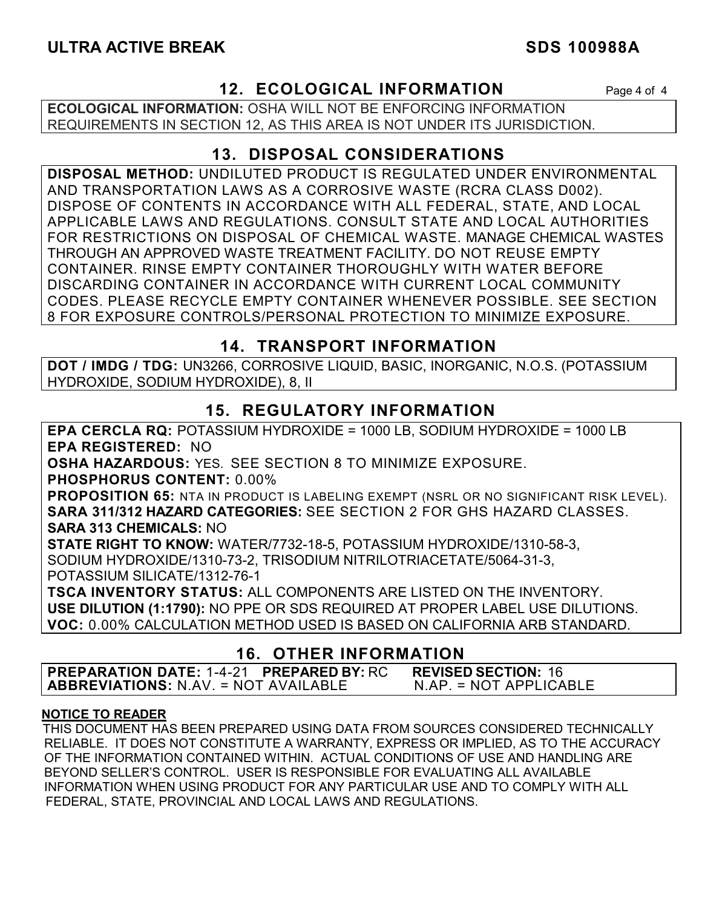## 12. ECOLOGICAL INFORMATION

**ECOLOGICAL INFORMATION:** OSHA WILL NOT BE ENFORCING INFORMATION REQUIREMENTS IN SECTION 12, AS THIS AREA IS NOT UNDER ITS JURISDICTION.

## 13. DISPOSAL CONSIDERATIONS

**DISPOSAL METHOD:** UNDILUTED PRODUCT IS REGULATED UNDER ENVIRONMENTAL AND TRANSPORTATION LAWS AS A CORROSIVE WASTE (RCRA CLASS D002). DISPOSE OF CONTENTS IN ACCORDANCE WITH ALL FEDERAL, STATE, AND LOCAL APPLICABLE LAWS AND REGULATIONS. CONSULT STATE AND LOCAL AUTHORITIES FOR RESTRICTIONS ON DISPOSAL OF CHEMICAL WASTE. MANAGE CHEMICAL WASTES THROUGH AN APPROVED WASTE TREATMENT FACILITY. DO NOT REUSE EMPTY CONTAINER. RINSE EMPTY CONTAINER THOROUGHLY WITH WATER BEFORE DISCARDING CONTAINER IN ACCORDANCE WITH CURRENT LOCAL COMMUNITY CODES. PLEASE RECYCLE EMPTY CONTAINER WHENEVER POSSIBLE. SEE SECTION 8 FOR EXPOSURE CONTROLS/PERSONAL PROTECTION TO MINIMIZE EXPOSURE.

## 14. TRANSPORT INFORMATION

**DOT / IMDG / TDG:** UN3266, CORROSIVE LIQUID, BASIC, INORGANIC, N.O.S. (POTASSIUM HYDROXIDE, SODIUM HYDROXIDE), 8, II

## 15. REGULATORY INFORMATION

**EPA CERCLA RQ:** POTASSIUM HYDROXIDE = 1000 LB, SODIUM HYDROXIDE = 1000 LB
**EPA REGISTERED:** NO
**OSHA HAZARDOUS:** YES. SEE SECTION 8 TO MINIMIZE EXPOSURE.
**PHOSPHORUS CONTENT:** 0.00%
**PROPOSITION 65:** NTA IN PRODUCT IS LABELING EXEMPT (NSRL OR NO SIGNIFICANT RISK LEVEL).
**SARA 311/312 HAZARD CATEGORIES:** SEE SECTION 2 FOR GHS HAZARD CLASSES.
**SARA 313 CHEMICALS:** NO
**STATE RIGHT TO KNOW:** WATER/7732-18-5, POTASSIUM HYDROXIDE/1310-58-3, SODIUM HYDROXIDE/1310-73-2, TRISODIUM NITRILOTRIACETATE/5064-31-3, POTASSIUM SILICATE/1312-76-1
**TSCA INVENTORY STATUS:** ALL COMPONENTS ARE LISTED ON THE INVENTORY.
**USE DILUTION (1:1790):** NO PPE OR SDS REQUIRED AT PROPER LABEL USE DILUTIONS.
**VOC:** 0.00% CALCULATION METHOD USED IS BASED ON CALIFORNIA ARB STANDARD.

## 16. OTHER INFORMATION

**PREPARATION DATE:** 1-4-21 **PREPARED BY:** RC **REVISED SECTION:** 16
**ABBREVIATIONS:** N.AV. = NOT AVAILABLE N.AP. = NOT APPLICABLE

**NOTICE TO READER**

THIS DOCUMENT HAS BEEN PREPARED USING DATA FROM SOURCES CONSIDERED TECHNICALLY RELIABLE. IT DOES NOT CONSTITUTE A WARRANTY, EXPRESS OR IMPLIED, AS TO THE ACCURACY OF THE INFORMATION CONTAINED WITHIN. ACTUAL CONDITIONS OF USE AND HANDLING ARE BEYOND SELLER'S CONTROL. USER IS RESPONSIBLE FOR EVALUATING ALL AVAILABLE INFORMATION WHEN USING PRODUCT FOR ANY PARTICULAR USE AND TO COMPLY WITH ALL FEDERAL, STATE, PROVINCIAL AND LOCAL LAWS AND REGULATIONS.